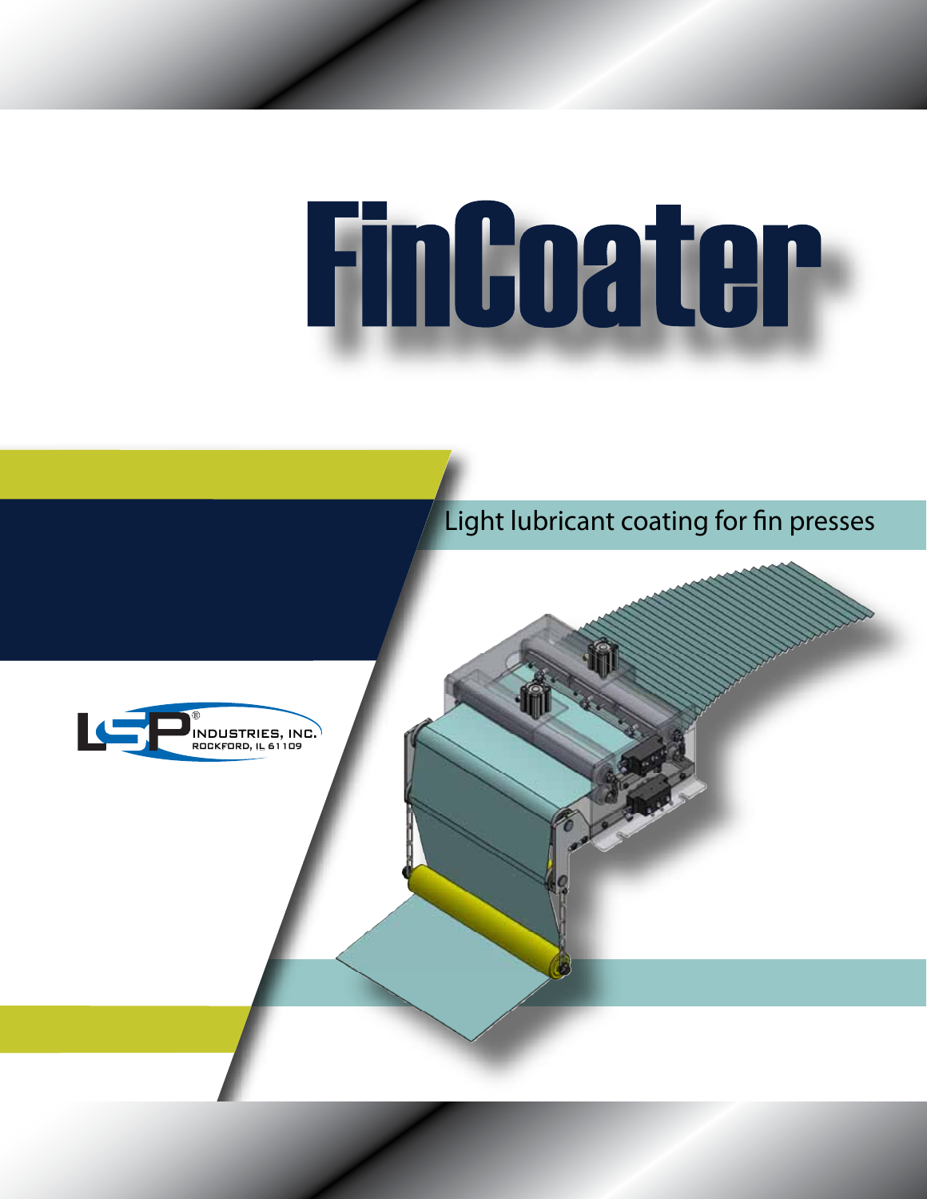# FinCoater

Light lubricant coating for fin presses

LSP INDUSTRIES, INC.
ROCKFORD, IL 61109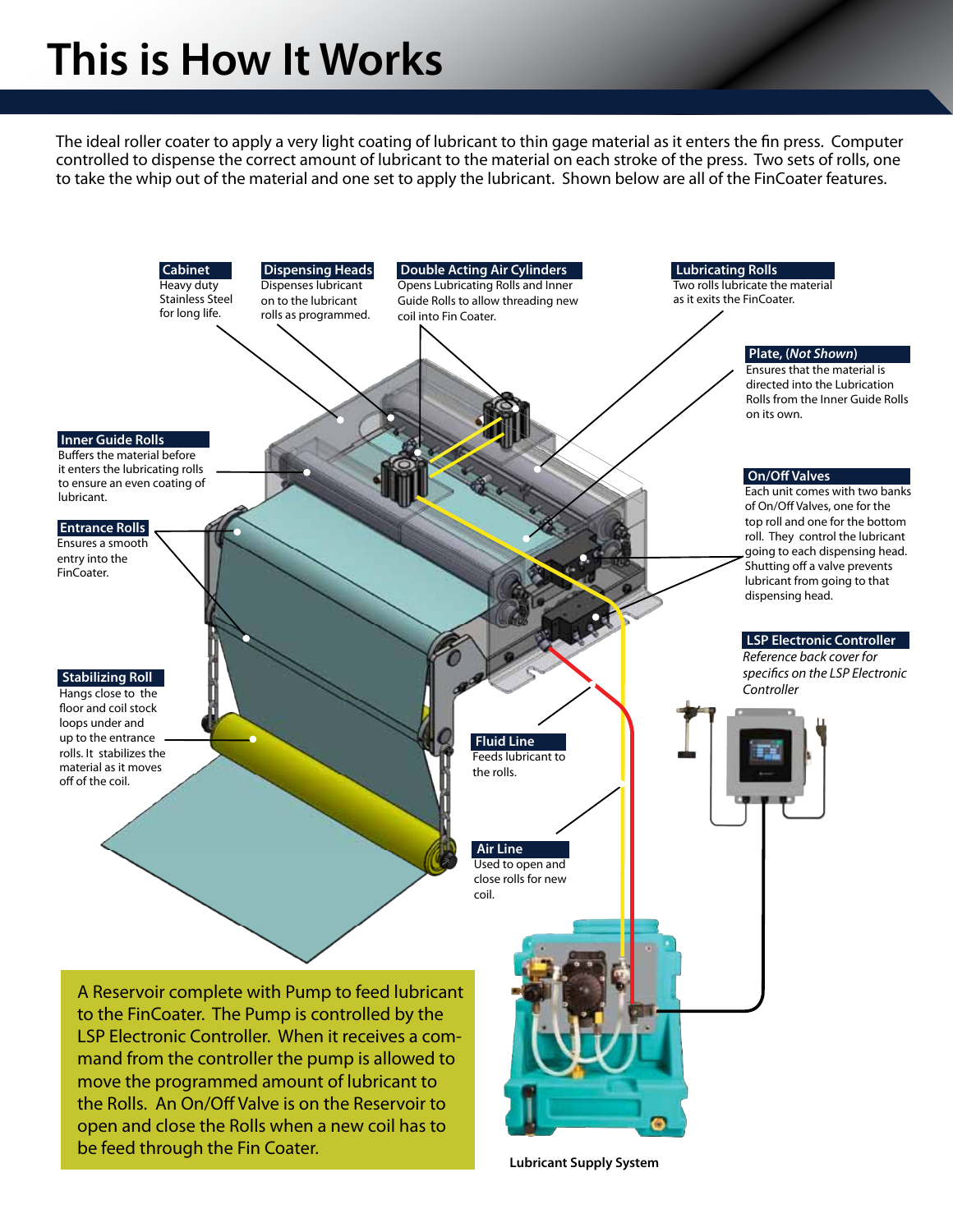# This is How It Works

The ideal roller coater to apply a very light coating of lubricant to thin gage material as it enters the fin press. Computer controlled to dispense the correct amount of lubricant to the material on each stroke of the press. Two sets of rolls, one to take the whip out of the material and one set to apply the lubricant. Shown below are all of the FinCoater features.

**Cabinet**
Heavy duty Stainless Steel for long life.

**Dispensing Heads**
Dispenses lubricant on to the lubricant rolls as programmed.

**Double Acting Air Cylinders**
Opens Lubricating Rolls and Inner Guide Rolls to allow threading new coil into Fin Coater.

**Lubricating Rolls**
Two rolls lubricate the material as it exits the FinCoater.

**Plate, (*Not Shown*)**
Ensures that the material is directed into the Lubrication Rolls from the Inner Guide Rolls on its own.

**Inner Guide Rolls**
Buffers the material before it enters the lubricating rolls to ensure an even coating of lubricant.

**Entrance Rolls**
Ensures a smooth entry into the FinCoater.

**On/Off Valves**
Each unit comes with two banks of On/Off Valves, one for the top roll and one for the bottom roll. They control the lubricant going to each dispensing head. Shutting off a valve prevents lubricant from going to that dispensing head.

**LSP Electronic Controller**
*Reference back cover for specifics on the LSP Electronic Controller*

**Stabilizing Roll**
Hangs close to the floor and coil stock loops under and up to the entrance rolls. It stabilizes the material as it moves off of the coil.

**Fluid Line**
Feeds lubricant to the rolls.

**Air Line**
Used to open and close rolls for new coil.

A Reservoir complete with Pump to feed lubricant to the FinCoater. The Pump is controlled by the LSP Electronic Controller. When it receives a command from the controller the pump is allowed to move the programmed amount of lubricant to the Rolls. An On/Off Valve is on the Reservoir to open and close the Rolls when a new coil has to be feed through the Fin Coater.

**Lubricant Supply System**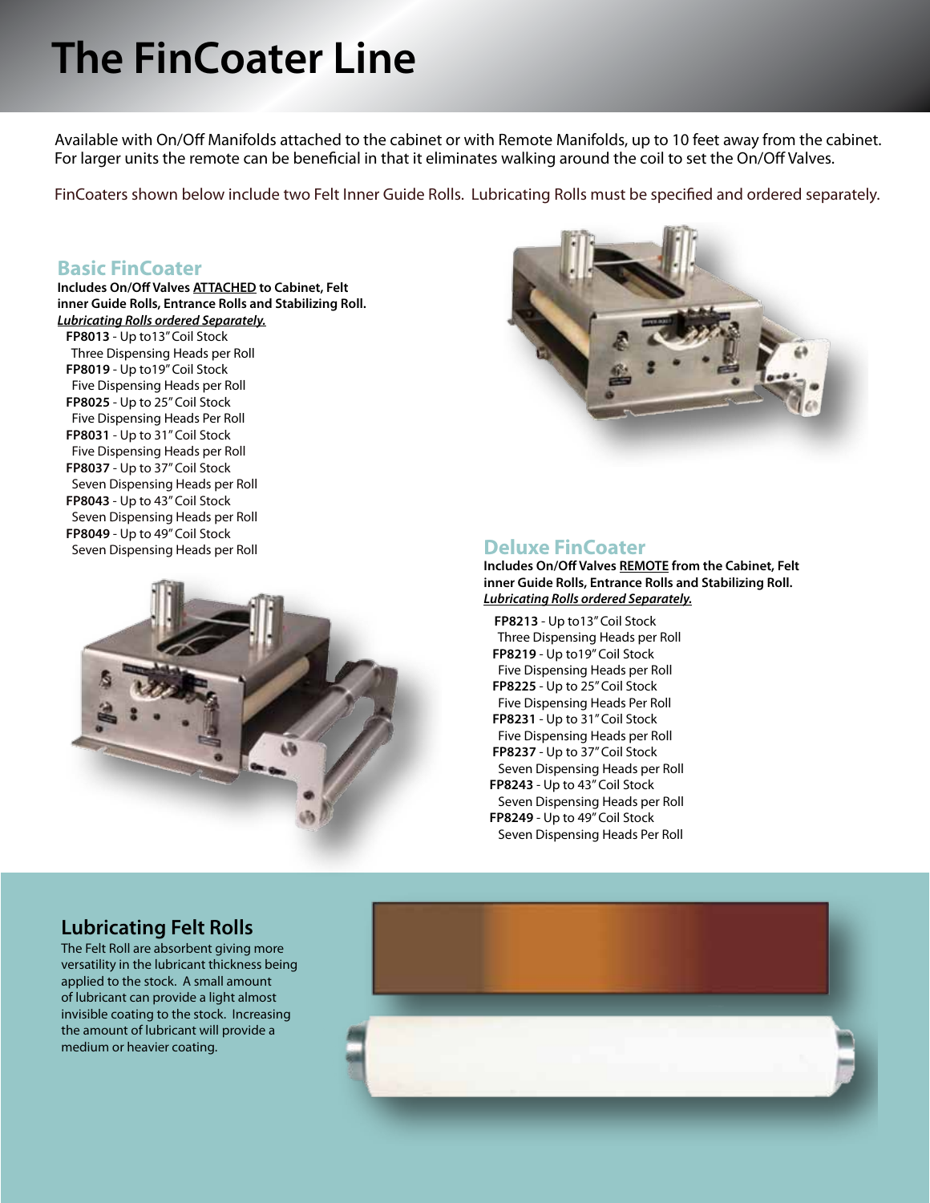# The FinCoater Line

Available with On/Off Manifolds attached to the cabinet or with Remote Manifolds, up to 10 feet away from the cabinet. For larger units the remote can be beneficial in that it eliminates walking around the coil to set the On/Off Valves.

FinCoaters shown below include two Felt Inner Guide Rolls. Lubricating Rolls must be specified and ordered separately.

## Basic FinCoater

**Includes On/Off Valves ATTACHED to Cabinet, Felt inner Guide Rolls, Entrance Rolls and Stabilizing Roll.**
***Lubricating Rolls ordered Separately.***

- **FP8013** - Up to13" Coil Stock
  Three Dispensing Heads per Roll
- **FP8019** - Up to19" Coil Stock
  Five Dispensing Heads per Roll
- **FP8025** - Up to 25" Coil Stock
  Five Dispensing Heads Per Roll
- **FP8031** - Up to 31" Coil Stock
  Five Dispensing Heads per Roll
- **FP8037** - Up to 37" Coil Stock
  Seven Dispensing Heads per Roll
- **FP8043** - Up to 43" Coil Stock
  Seven Dispensing Heads per Roll
- **FP8049** - Up to 49" Coil Stock
  Seven Dispensing Heads per Roll

## Deluxe FinCoater

**Includes On/Off Valves REMOTE from the Cabinet, Felt inner Guide Rolls, Entrance Rolls and Stabilizing Roll.**
***Lubricating Rolls ordered Separately.***

- **FP8213** - Up to13" Coil Stock
  Three Dispensing Heads per Roll
- **FP8219** - Up to19" Coil Stock
  Five Dispensing Heads per Roll
- **FP8225** - Up to 25" Coil Stock
  Five Dispensing Heads Per Roll
- **FP8231** - Up to 31" Coil Stock
  Five Dispensing Heads per Roll
- **FP8237** - Up to 37" Coil Stock
  Seven Dispensing Heads per Roll
- **FP8243** - Up to 43" Coil Stock
  Seven Dispensing Heads per Roll
- **FP8249** - Up to 49" Coil Stock
  Seven Dispensing Heads Per Roll

## Lubricating Felt Rolls

The Felt Roll are absorbent giving more versatility in the lubricant thickness being applied to the stock. A small amount of lubricant can provide a light almost invisible coating to the stock. Increasing the amount of lubricant will provide a medium or heavier coating.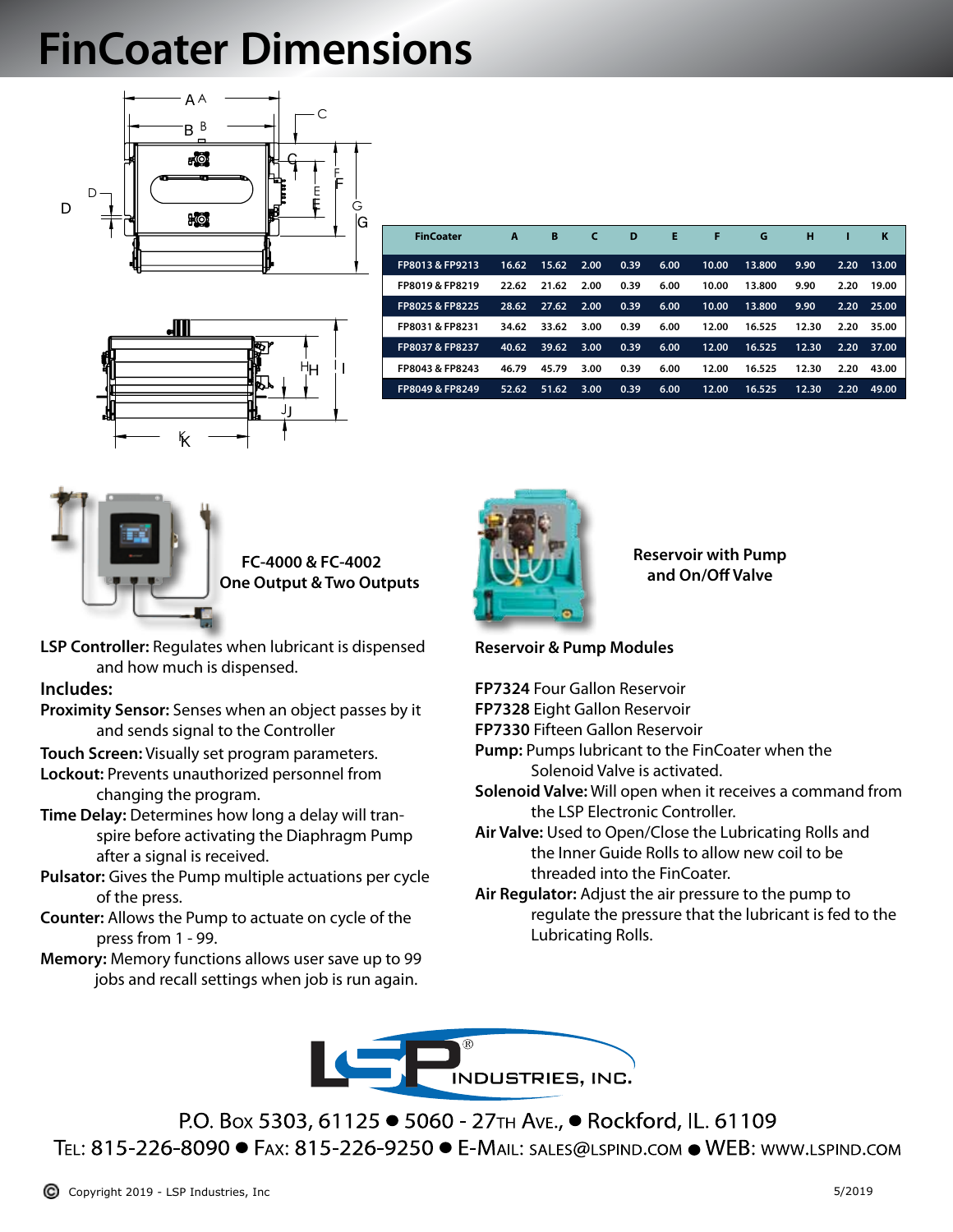# FinCoater Dimensions

| FinCoater | A | B | C | D | E | F | G | H | I | K |
|---|---|---|---|---|---|---|---|---|---|---|
| FP8013 & FP9213 | 16.62 | 15.62 | 2.00 | 0.39 | 6.00 | 10.00 | 13.800 | 9.90 | 2.20 | 13.00 |
| FP8019 & FP8219 | 22.62 | 21.62 | 2.00 | 0.39 | 6.00 | 10.00 | 13.800 | 9.90 | 2.20 | 19.00 |
| FP8025 & FP8225 | 28.62 | 27.62 | 2.00 | 0.39 | 6.00 | 10.00 | 13.800 | 9.90 | 2.20 | 25.00 |
| FP8031 & FP8231 | 34.62 | 33.62 | 3.00 | 0.39 | 6.00 | 12.00 | 16.525 | 12.30 | 2.20 | 35.00 |
| FP8037 & FP8237 | 40.62 | 39.62 | 3.00 | 0.39 | 6.00 | 12.00 | 16.525 | 12.30 | 2.20 | 37.00 |
| FP8043 & FP8243 | 46.79 | 45.79 | 3.00 | 0.39 | 6.00 | 12.00 | 16.525 | 12.30 | 2.20 | 43.00 |
| FP8049 & FP8249 | 52.62 | 51.62 | 3.00 | 0.39 | 6.00 | 12.00 | 16.525 | 12.30 | 2.20 | 49.00 |

**FC-4000 & FC-4002**
**One Output & Two Outputs**

**LSP Controller:** Regulates when lubricant is dispensed and how much is dispensed.

**Includes:**

**Proximity Sensor:** Senses when an object passes by it and sends signal to the Controller

**Touch Screen:** Visually set program parameters.

**Lockout:** Prevents unauthorized personnel from changing the program.

**Time Delay:** Determines how long a delay will transpire before activating the Diaphragm Pump after a signal is received.

**Pulsator:** Gives the Pump multiple actuations per cycle of the press.

**Counter:** Allows the Pump to actuate on cycle of the press from 1 - 99.

**Memory:** Memory functions allows user save up to 99 jobs and recall settings when job is run again.

**Reservoir with Pump and On/Off Valve**

**Reservoir & Pump Modules**

**FP7324** Four Gallon Reservoir
**FP7328** Eight Gallon Reservoir
**FP7330** Fifteen Gallon Reservoir

**Pump:** Pumps lubricant to the FinCoater when the Solenoid Valve is activated.

**Solenoid Valve:** Will open when it receives a command from the LSP Electronic Controller.

**Air Valve:** Used to Open/Close the Lubricating Rolls and the Inner Guide Rolls to allow new coil to be threaded into the FinCoater.

**Air Regulator:** Adjust the air pressure to the pump to regulate the pressure that the lubricant is fed to the Lubricating Rolls.

LSP INDUSTRIES, INC.

P.O. Box 5303, 61125 ● 5060 - 27th Ave., ● Rockford, IL. 61109
Tel: 815-226-8090 ● Fax: 815-226-9250 ● E-Mail: sales@lspind.com ● WEB: www.lspind.com

© Copyright 2019 - LSP Industries, Inc

5/2019